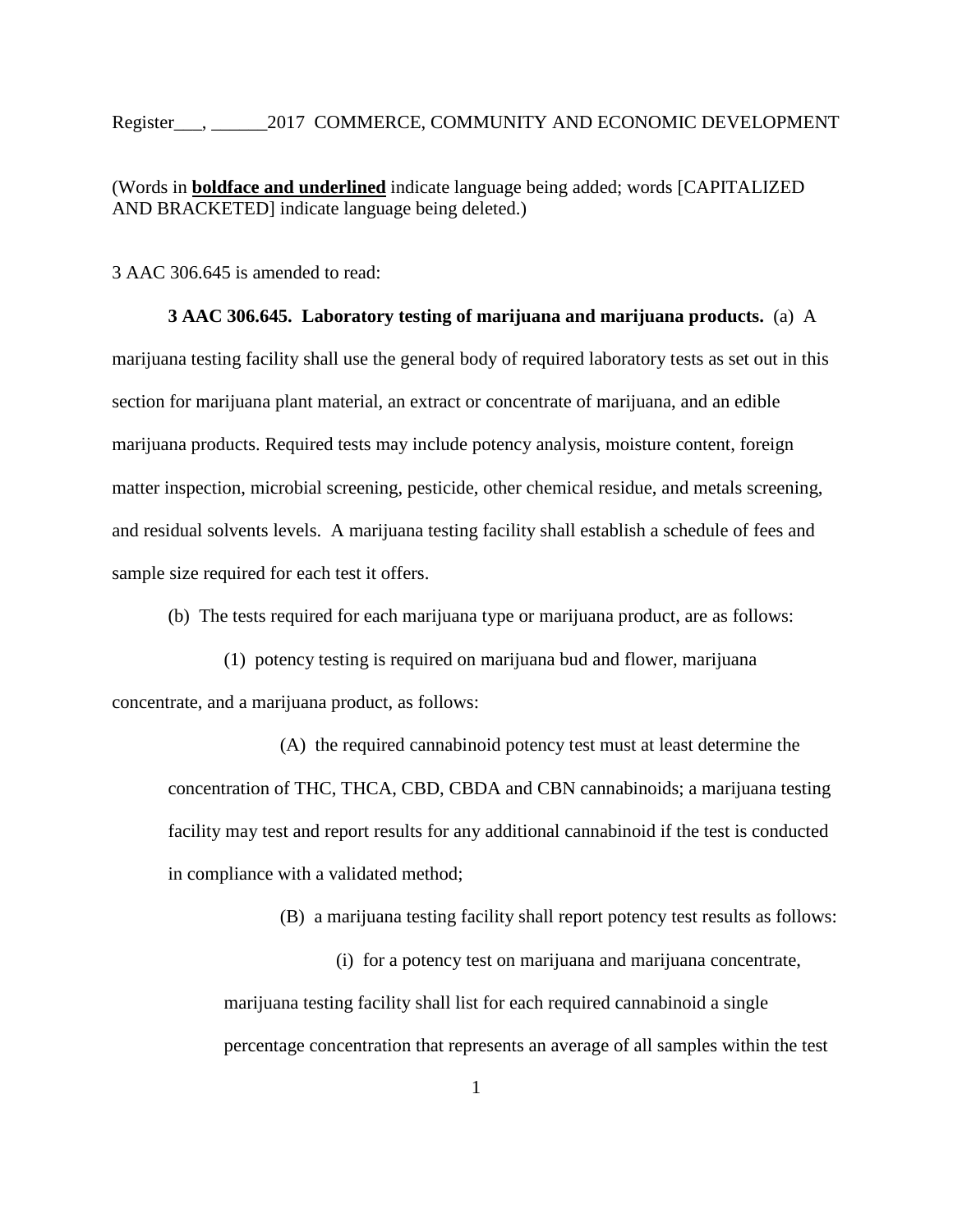Register___, ______2017 COMMERCE, COMMUNITY AND ECONOMIC DEVELOPMENT

(Words in **<u>boldface and underlined</u>** indicate language being added; words [CAPITALIZED AND BRACKETED] indicate language being deleted.)

3 AAC 306.645 is amended to read:

**3 AAC 306.645. Laboratory testing of marijuana and marijuana products.** (a) A marijuana testing facility shall use the general body of required laboratory tests as set out in this section for marijuana plant material, an extract or concentrate of marijuana, and an edible marijuana products. Required tests may include potency analysis, moisture content, foreign matter inspection, microbial screening, pesticide, other chemical residue, and metals screening, and residual solvents levels. A marijuana testing facility shall establish a schedule of fees and sample size required for each test it offers.

(b) The tests required for each marijuana type or marijuana product, are as follows:

(1) potency testing is required on marijuana bud and flower, marijuana concentrate, and a marijuana product, as follows:

(A) the required cannabinoid potency test must at least determine the concentration of THC, THCA, CBD, CBDA and CBN cannabinoids; a marijuana testing facility may test and report results for any additional cannabinoid if the test is conducted in compliance with a validated method;

(B) a marijuana testing facility shall report potency test results as follows:

(i) for a potency test on marijuana and marijuana concentrate, marijuana testing facility shall list for each required cannabinoid a single percentage concentration that represents an average of all samples within the test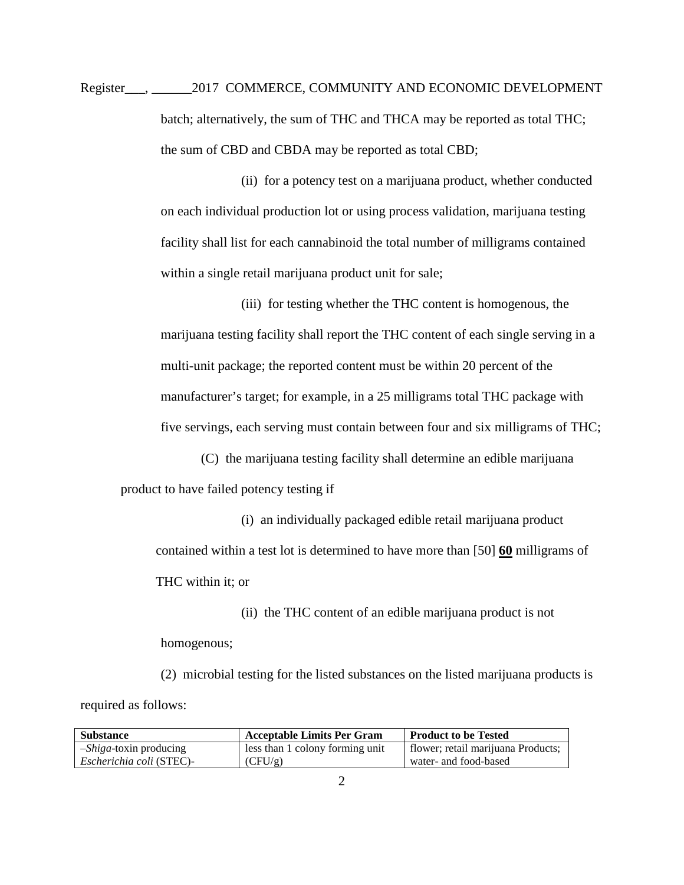batch; alternatively, the sum of THC and THCA may be reported as total THC; the sum of CBD and CBDA may be reported as total CBD;

(ii) for a potency test on a marijuana product, whether conducted on each individual production lot or using process validation, marijuana testing facility shall list for each cannabinoid the total number of milligrams contained within a single retail marijuana product unit for sale;

(iii) for testing whether the THC content is homogenous, the marijuana testing facility shall report the THC content of each single serving in a multi-unit package; the reported content must be within 20 percent of the manufacturer's target; for example, in a 25 milligrams total THC package with five servings, each serving must contain between four and six milligrams of THC;

(C) the marijuana testing facility shall determine an edible marijuana product to have failed potency testing if

(i) an individually packaged edible retail marijuana product contained within a test lot is determined to have more than [50] **<u>60</u>** milligrams of THC within it; or

(ii) the THC content of an edible marijuana product is not homogenous;

(2) microbial testing for the listed substances on the listed marijuana products is required as follows:

| Substance | Acceptable Limits Per Gram | Product to be Tested |
|---|---|---|
| –*Shiga*-toxin producing *Escherichia coli* (STEC)- | less than 1 colony forming unit (CFU/g) | flower; retail marijuana Products; water- and food-based |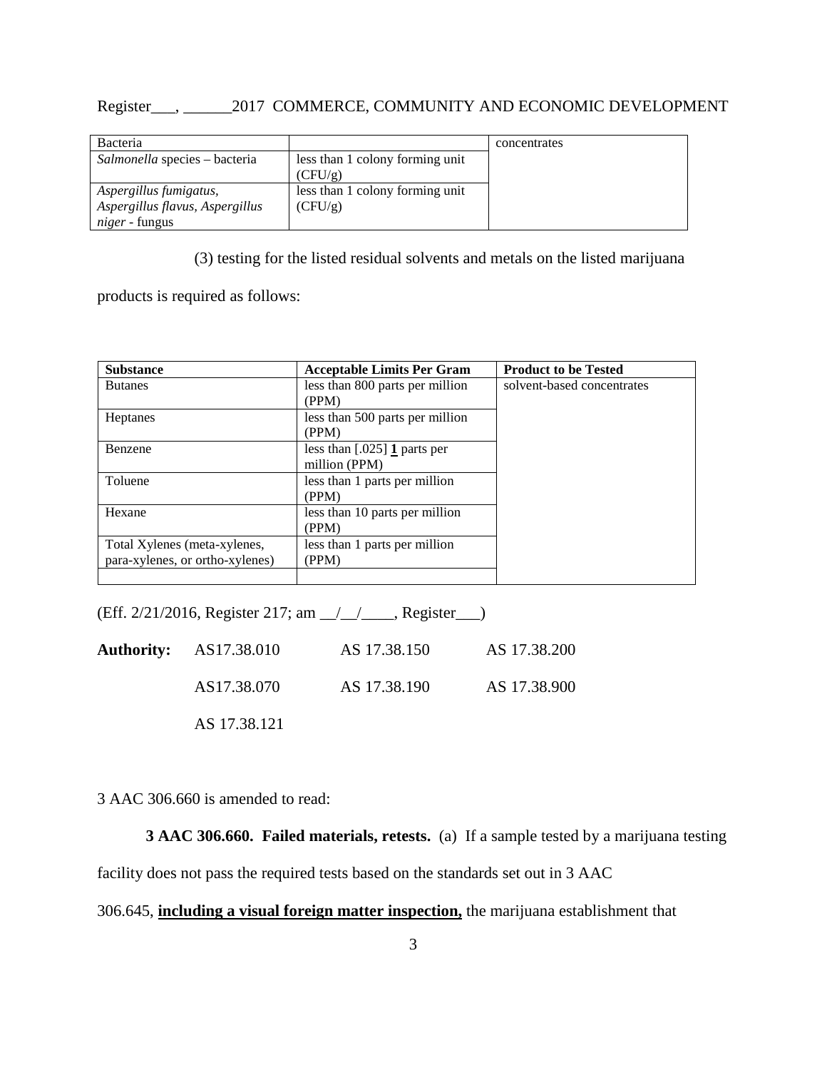| Bacteria | | concentrates |
|---|---|---|
| *Salmonella* species – bacteria | less than 1 colony forming unit (CFU/g) | |
| *Aspergillus fumigatus, Aspergillus flavus, Aspergillus niger* - fungus | less than 1 colony forming unit (CFU/g) | |

(3) testing for the listed residual solvents and metals on the listed marijuana products is required as follows:

| Substance | Acceptable Limits Per Gram | Product to be Tested |
|---|---|---|
| Butanes | less than 800 parts per million (PPM) | solvent-based concentrates |
| Heptanes | less than 500 parts per million (PPM) | |
| Benzene | less than [.025] <u>**1**</u> parts per million (PPM) | |
| Toluene | less than 1 parts per million (PPM) | |
| Hexane | less than 10 parts per million (PPM) | |
| Total Xylenes (meta-xylenes, para-xylenes, or ortho-xylenes) | less than 1 parts per million (PPM) | |
| | | |

(Eff. 2/21/2016, Register 217; am __/__/____, Register___)

| **Authority:** | AS17.38.010 | AS 17.38.150 | AS 17.38.200 |
|---|---|---|---|
| | AS17.38.070 | AS 17.38.190 | AS 17.38.900 |
| | AS 17.38.121 | | |

3 AAC 306.660 is amended to read:

**3 AAC 306.660. Failed materials, retests.** (a) If a sample tested by a marijuana testing facility does not pass the required tests based on the standards set out in 3 AAC 306.645, <u>**including a visual foreign matter inspection,**</u> the marijuana establishment that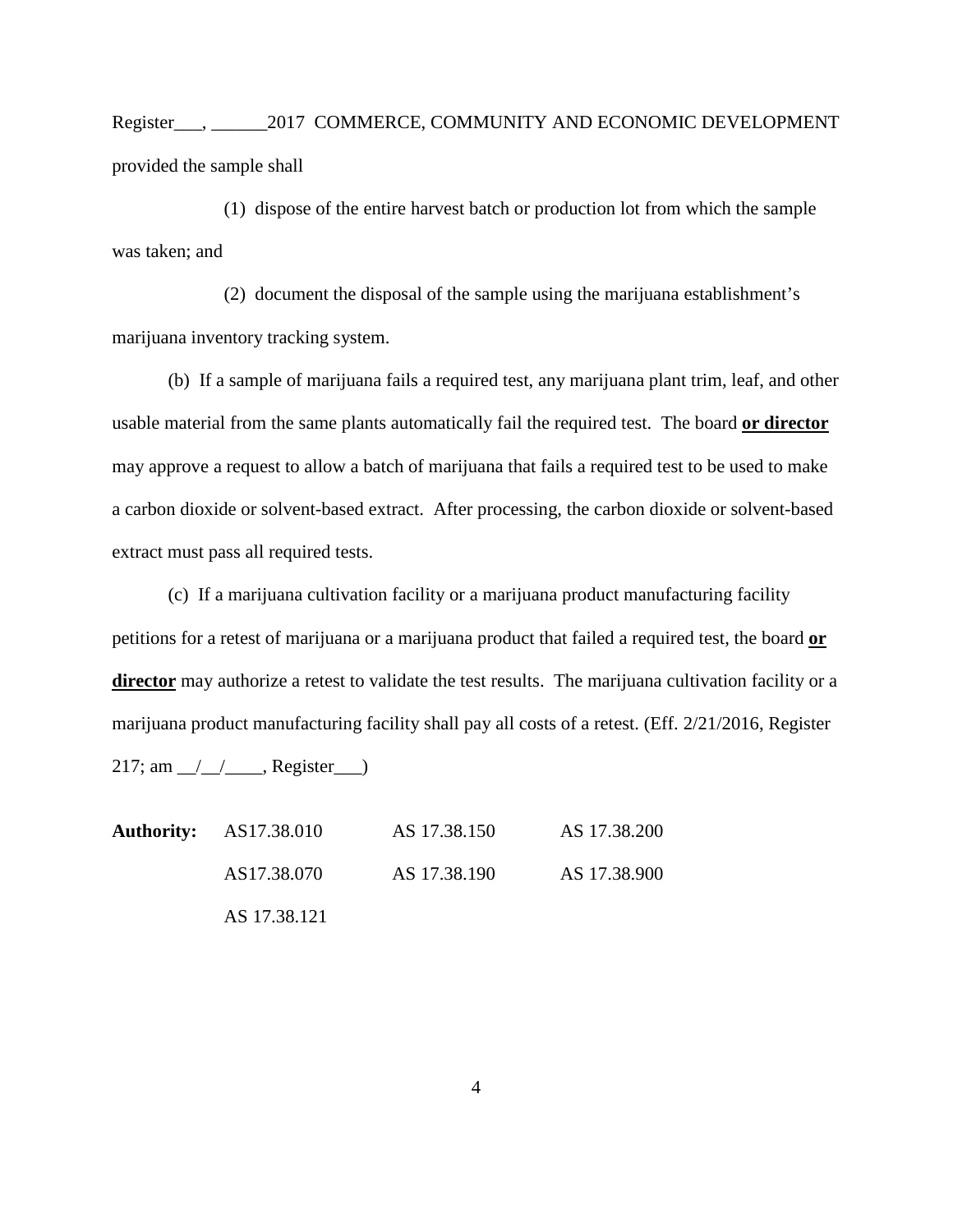provided the sample shall

(1) dispose of the entire harvest batch or production lot from which the sample was taken; and

(2) document the disposal of the sample using the marijuana establishment's marijuana inventory tracking system.

(b) If a sample of marijuana fails a required test, any marijuana plant trim, leaf, and other usable material from the same plants automatically fail the required test. The board **or director** may approve a request to allow a batch of marijuana that fails a required test to be used to make a carbon dioxide or solvent-based extract. After processing, the carbon dioxide or solvent-based extract must pass all required tests.

(c) If a marijuana cultivation facility or a marijuana product manufacturing facility petitions for a retest of marijuana or a marijuana product that failed a required test, the board **or director** may authorize a retest to validate the test results. The marijuana cultivation facility or a marijuana product manufacturing facility shall pay all costs of a retest. (Eff. 2/21/2016, Register 217; am __/__/____, Register___)

| | | | |
|---|---|---|---|
| **Authority:** | AS17.38.010 | AS 17.38.150 | AS 17.38.200 |
| | AS17.38.070 | AS 17.38.190 | AS 17.38.900 |
| | AS 17.38.121 | | |